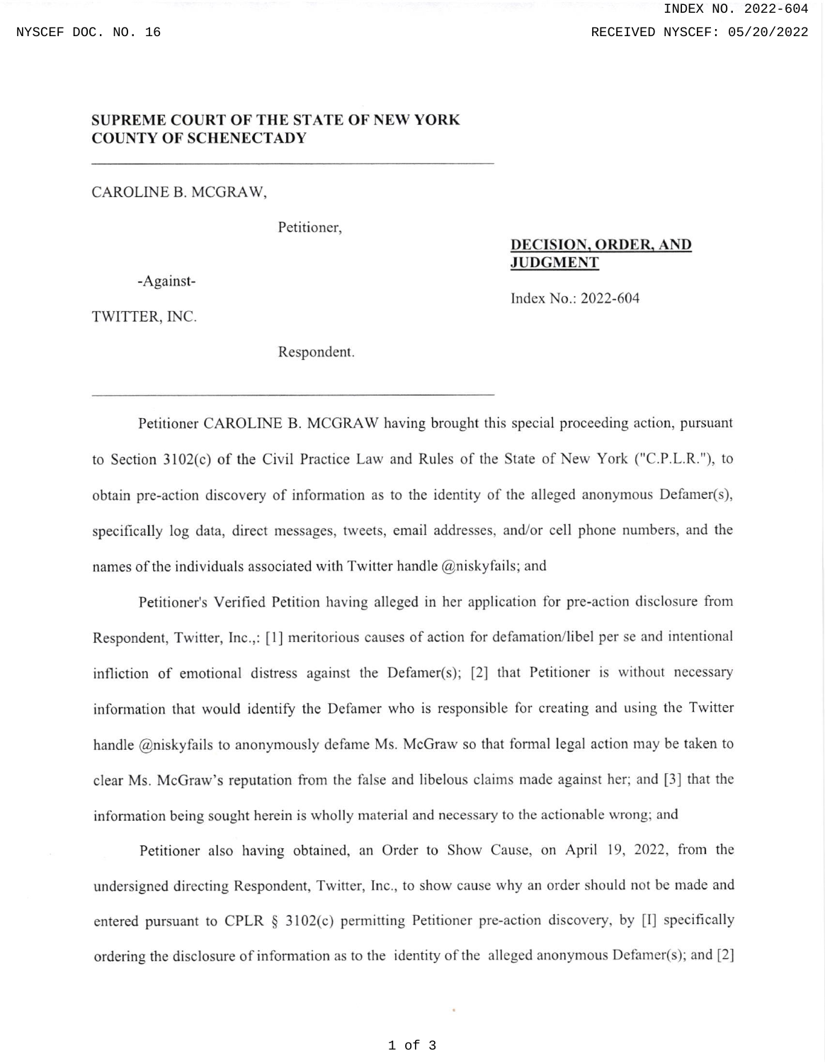**SUPREME COURT OF THE STATE OF NEW YORK**
**COUNTY OF SCHENECTADY**

---

CAROLINE B. MCGRAW,

Petitioner,

-Against-

TWITTER, INC.

Respondent.

**DECISION, ORDER, AND JUDGMENT**

Index No.: 2022-604

---

Petitioner CAROLINE B. MCGRAW having brought this special proceeding action, pursuant to Section 3102(c) of the Civil Practice Law and Rules of the State of New York ("C.P.L.R."), to obtain pre-action discovery of information as to the identity of the alleged anonymous Defamer(s), specifically log data, direct messages, tweets, email addresses, and/or cell phone numbers, and the names of the individuals associated with Twitter handle @niskyfails; and

Petitioner's Verified Petition having alleged in her application for pre-action disclosure from Respondent, Twitter, Inc.,: [1] meritorious causes of action for defamation/libel per se and intentional infliction of emotional distress against the Defamer(s); [2] that Petitioner is without necessary information that would identify the Defamer who is responsible for creating and using the Twitter handle @niskyfails to anonymously defame Ms. McGraw so that formal legal action may be taken to clear Ms. McGraw's reputation from the false and libelous claims made against her; and [3] that the information being sought herein is wholly material and necessary to the actionable wrong; and

Petitioner also having obtained, an Order to Show Cause, on April 19, 2022, from the undersigned directing Respondent, Twitter, Inc., to show cause why an order should not be made and entered pursuant to CPLR § 3102(c) permitting Petitioner pre-action discovery, by [I] specifically ordering the disclosure of information as to the identity of the alleged anonymous Defamer(s); and [2]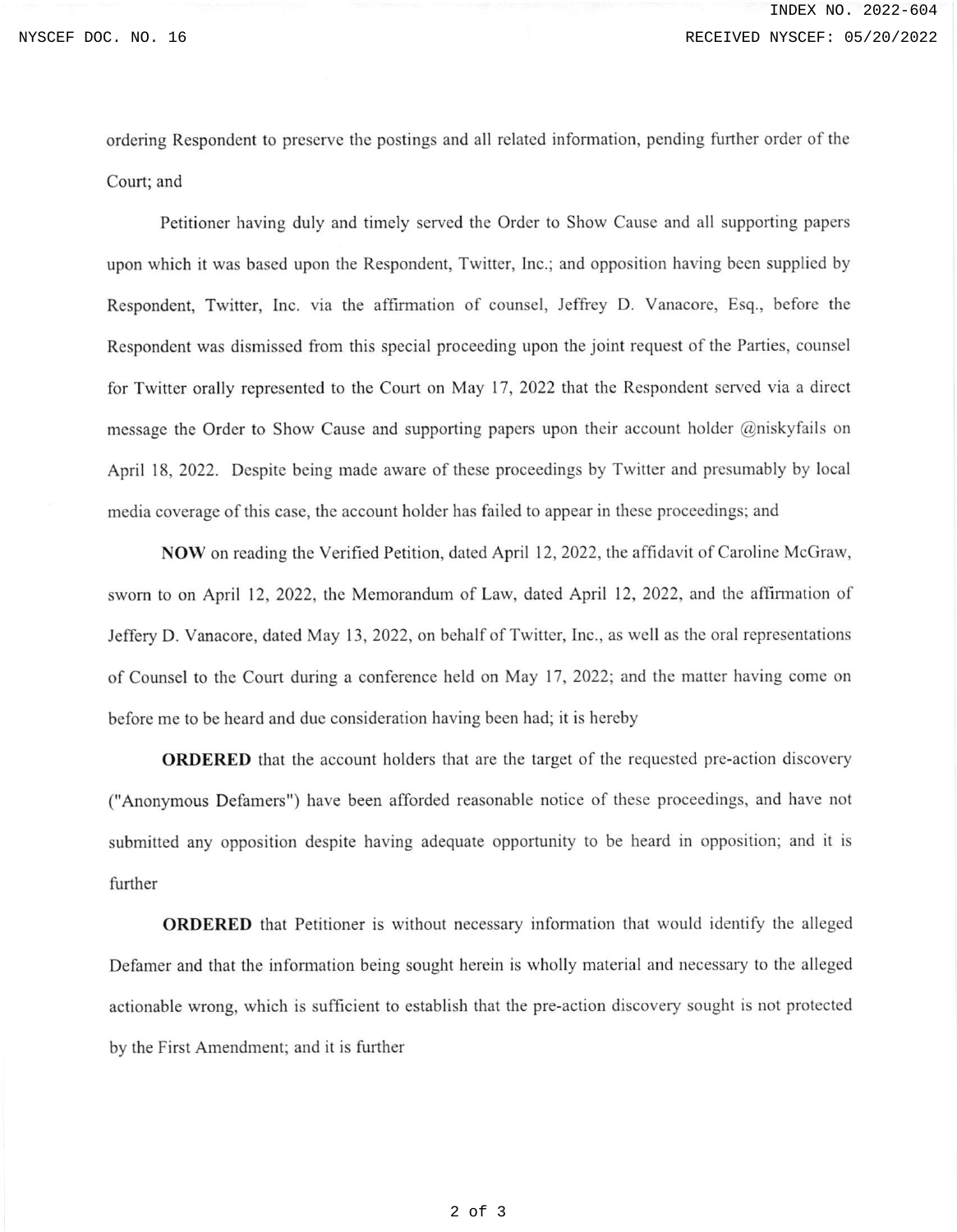ordering Respondent to preserve the postings and all related information, pending further order of the Court; and

Petitioner having duly and timely served the Order to Show Cause and all supporting papers upon which it was based upon the Respondent, Twitter, Inc.; and opposition having been supplied by Respondent, Twitter, Inc. via the affirmation of counsel, Jeffrey D. Vanacore, Esq., before the Respondent was dismissed from this special proceeding upon the joint request of the Parties, counsel for Twitter orally represented to the Court on May 17, 2022 that the Respondent served via a direct message the Order to Show Cause and supporting papers upon their account holder @niskyfails on April 18, 2022. Despite being made aware of these proceedings by Twitter and presumably by local media coverage of this case, the account holder has failed to appear in these proceedings; and

**NOW** on reading the Verified Petition, dated April 12, 2022, the affidavit of Caroline McGraw, sworn to on April 12, 2022, the Memorandum of Law, dated April 12, 2022, and the affirmation of Jeffery D. Vanacore, dated May 13, 2022, on behalf of Twitter, Inc., as well as the oral representations of Counsel to the Court during a conference held on May 17, 2022; and the matter having come on before me to be heard and due consideration having been had; it is hereby

**ORDERED** that the account holders that are the target of the requested pre-action discovery ("Anonymous Defamers") have been afforded reasonable notice of these proceedings, and have not submitted any opposition despite having adequate opportunity to be heard in opposition; and it is further

**ORDERED** that Petitioner is without necessary information that would identify the alleged Defamer and that the information being sought herein is wholly material and necessary to the alleged actionable wrong, which is sufficient to establish that the pre-action discovery sought is not protected by the First Amendment; and it is further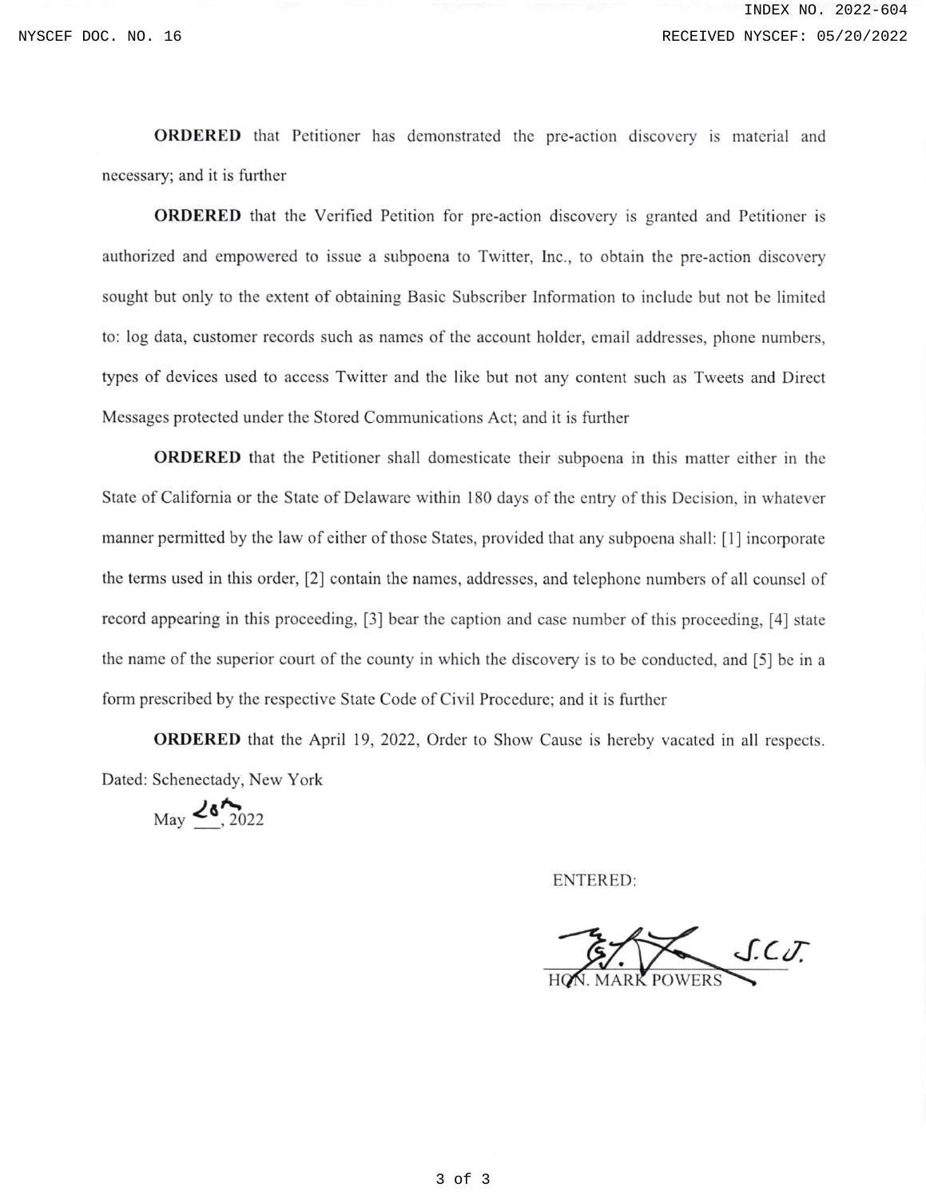**ORDERED** that Petitioner has demonstrated the pre-action discovery is material and necessary; and it is further

**ORDERED** that the Verified Petition for pre-action discovery is granted and Petitioner is authorized and empowered to issue a subpoena to Twitter, Inc., to obtain the pre-action discovery sought but only to the extent of obtaining Basic Subscriber Information to include but not be limited to: log data, customer records such as names of the account holder, email addresses, phone numbers, types of devices used to access Twitter and the like but not any content such as Tweets and Direct Messages protected under the Stored Communications Act; and it is further

**ORDERED** that the Petitioner shall domesticate their subpoena in this matter either in the State of California or the State of Delaware within 180 days of the entry of this Decision, in whatever manner permitted by the law of either of those States, provided that any subpoena shall: [1] incorporate the terms used in this order, [2] contain the names, addresses, and telephone numbers of all counsel of record appearing in this proceeding, [3] bear the caption and case number of this proceeding, [4] state the name of the superior court of the county in which the discovery is to be conducted, and [5] be in a form prescribed by the respective State Code of Civil Procedure; and it is further

**ORDERED** that the April 19, 2022, Order to Show Cause is hereby vacated in all respects.

Dated: Schenectady, New York

May 20th, 2022

ENTERED:

S.C.J.

HON. MARK POWERS